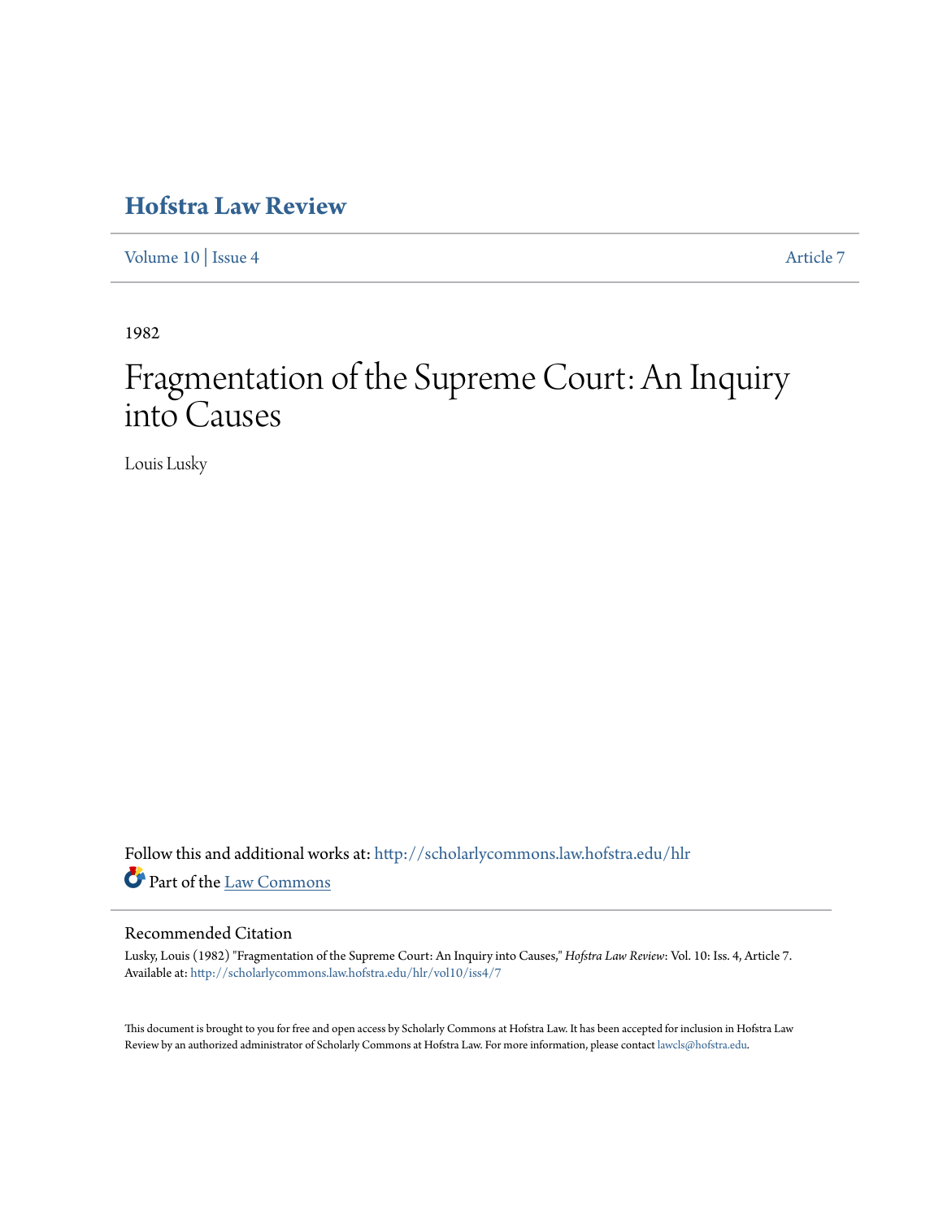# Hofstra Law Review

Volume 10 | Issue 4 Article 7

1982

# Fragmentation of the Supreme Court: An Inquiry into Causes

Louis Lusky

Follow this and additional works at: http://scholarlycommons.law.hofstra.edu/hlr

Part of the Law Commons

## Recommended Citation

Lusky, Louis (1982) "Fragmentation of the Supreme Court: An Inquiry into Causes," *Hofstra Law Review*: Vol. 10: Iss. 4, Article 7. Available at: http://scholarlycommons.law.hofstra.edu/hlr/vol10/iss4/7

This document is brought to you for free and open access by Scholarly Commons at Hofstra Law. It has been accepted for inclusion in Hofstra Law Review by an authorized administrator of Scholarly Commons at Hofstra Law. For more information, please contact lawcls@hofstra.edu.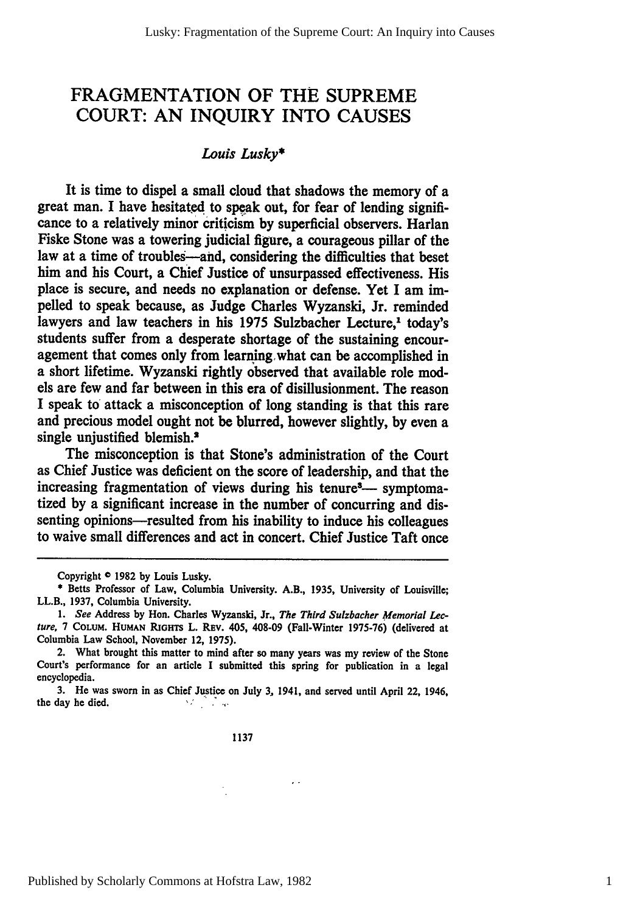# FRAGMENTATION OF THE SUPREME COURT: AN INQUIRY INTO CAUSES

*Louis Lusky**

It is time to dispel a small cloud that shadows the memory of a great man. I have hesitated to speak out, for fear of lending significance to a relatively minor criticism by superficial observers. Harlan Fiske Stone was a towering judicial figure, a courageous pillar of the law at a time of troubles—and, considering the difficulties that beset him and his Court, a Chief Justice of unsurpassed effectiveness. His place is secure, and needs no explanation or defense. Yet I am impelled to speak because, as Judge Charles Wyzanski, Jr. reminded lawyers and law teachers in his 1975 Sulzbacher Lecture,[1] today's students suffer from a desperate shortage of the sustaining encouragement that comes only from learning what can be accomplished in a short lifetime. Wyzanski rightly observed that available role models are few and far between in this era of disillusionment. The reason I speak to attack a misconception of long standing is that this rare and precious model ought not be blurred, however slightly, by even a single unjustified blemish.[2]

The misconception is that Stone's administration of the Court as Chief Justice was deficient on the score of leadership, and that the increasing fragmentation of views during his tenure[3]— symptomatized by a significant increase in the number of concurring and dissenting opinions—resulted from his inability to induce his colleagues to waive small differences and act in concert. Chief Justice Taft once

---

Copyright © 1982 by Louis Lusky.

\* Betts Professor of Law, Columbia University. A.B., 1935, University of Louisville; LL.B., 1937, Columbia University.

1. *See* Address by Hon. Charles Wyzanski, Jr., *The Third Sulzbacher Memorial Lecture*, 7 COLUM. HUMAN RIGHTS L. REV. 405, 408-09 (Fall-Winter 1975-76) (delivered at Columbia Law School, November 12, 1975).

2. What brought this matter to mind after so many years was my review of the Stone Court's performance for an article I submitted this spring for publication in a legal encyclopedia.

3. He was sworn in as Chief Justice on July 3, 1941, and served until April 22, 1946, the day he died.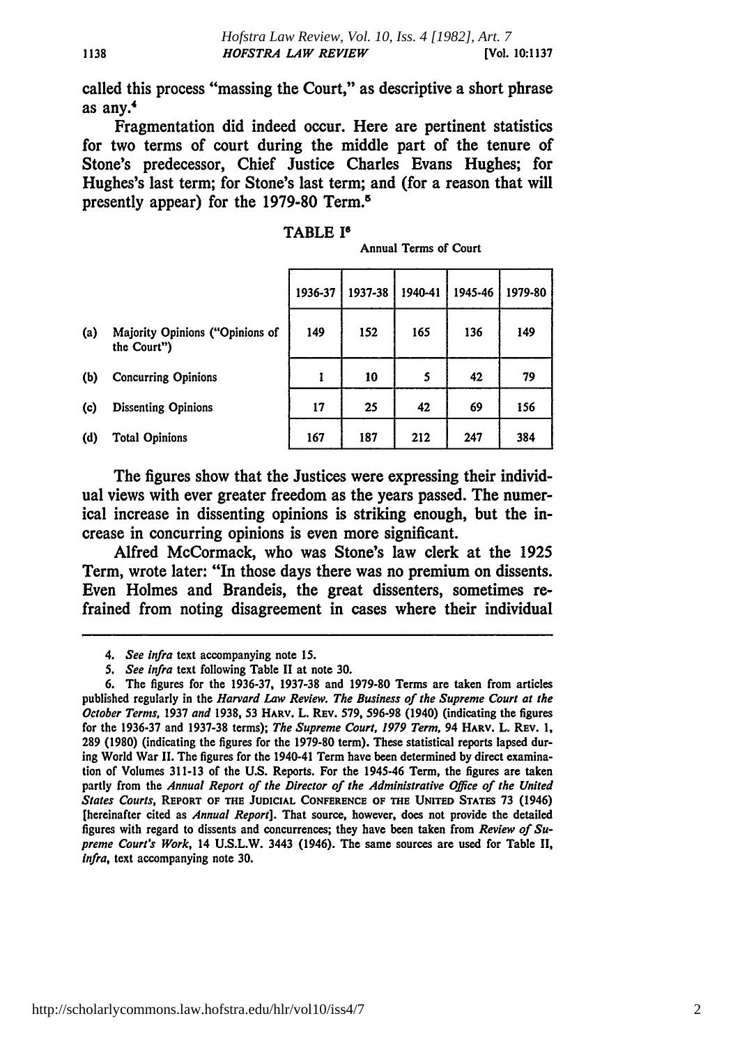called this process "massing the Court," as descriptive a short phrase as any.[4]

Fragmentation did indeed occur. Here are pertinent statistics for two terms of court during the middle part of the tenure of Stone's predecessor, Chief Justice Charles Evans Hughes; for Hughes's last term; for Stone's last term; and (for a reason that will presently appear) for the 1979-80 Term.[5]

TABLE I[6]

Annual Terms of Court

| | | 1936-37 | 1937-38 | 1940-41 | 1945-46 | 1979-80 |
|---|---|---|---|---|---|---|
| (a) | Majority Opinions ("Opinions of the Court") | 149 | 152 | 165 | 136 | 149 |
| (b) | Concurring Opinions | 1 | 10 | 5 | 42 | 79 |
| (c) | Dissenting Opinions | 17 | 25 | 42 | 69 | 156 |
| (d) | Total Opinions | 167 | 187 | 212 | 247 | 384 |

The figures show that the Justices were expressing their individual views with ever greater freedom as the years passed. The numerical increase in dissenting opinions is striking enough, but the increase in concurring opinions is even more significant.

Alfred McCormack, who was Stone's law clerk at the 1925 Term, wrote later: "In those days there was no premium on dissents. Even Holmes and Brandeis, the great dissenters, sometimes refrained from noting disagreement in cases where their individual

---

4. *See infra* text accompanying note 15.

5. *See infra* text following Table II at note 30.

6. The figures for the 1936-37, 1937-38 and 1979-80 Terms are taken from articles published regularly in the *Harvard Law Review. The Business of the Supreme Court at the October Terms,* 1937 *and* 1938, 53 HARV. L. REV. 579, 596-98 (1940) (indicating the figures for the 1936-37 and 1937-38 terms); *The Supreme Court, 1979 Term,* 94 HARV. L. REV. 1, 289 (1980) (indicating the figures for the 1979-80 term). These statistical reports lapsed during World War II. The figures for the 1940-41 Term have been determined by direct examination of Volumes 311-13 of the U.S. Reports. For the 1945-46 Term, the figures are taken partly from the *Annual Report of the Director of the Administrative Office of the United States Courts,* REPORT OF THE JUDICIAL CONFERENCE OF THE UNITED STATES 73 (1946) [hereinafter cited as *Annual Report*]. That source, however, does not provide the detailed figures with regard to dissents and concurrences; they have been taken from *Review of Supreme Court's Work,* 14 U.S.L.W. 3443 (1946). The same sources are used for Table II, *infra,* text accompanying note 30.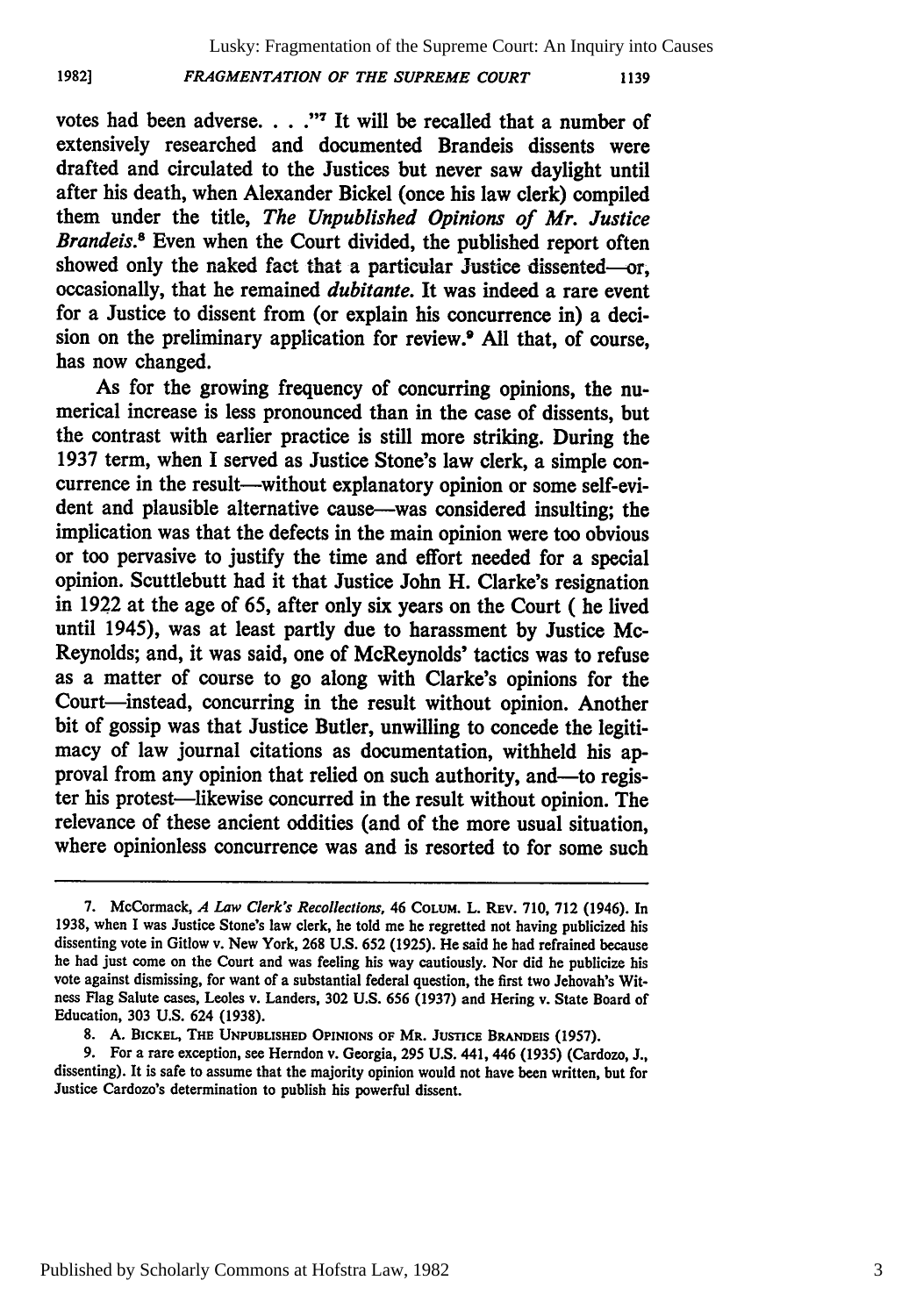votes had been adverse. . . ."[7] It will be recalled that a number of extensively researched and documented Brandeis dissents were drafted and circulated to the Justices but never saw daylight until after his death, when Alexander Bickel (once his law clerk) compiled them under the title, *The Unpublished Opinions of Mr. Justice Brandeis*.[8] Even when the Court divided, the published report often showed only the naked fact that a particular Justice dissented—or, occasionally, that he remained *dubitante*. It was indeed a rare event for a Justice to dissent from (or explain his concurrence in) a decision on the preliminary application for review.[9] All that, of course, has now changed.

As for the growing frequency of concurring opinions, the numerical increase is less pronounced than in the case of dissents, but the contrast with earlier practice is still more striking. During the 1937 term, when I served as Justice Stone's law clerk, a simple concurrence in the result—without explanatory opinion or some self-evident and plausible alternative cause—was considered insulting; the implication was that the defects in the main opinion were too obvious or too pervasive to justify the time and effort needed for a special opinion. Scuttlebutt had it that Justice John H. Clarke's resignation in 1922 at the age of 65, after only six years on the Court ( he lived until 1945), was at least partly due to harassment by Justice McReynolds; and, it was said, one of McReynolds' tactics was to refuse as a matter of course to go along with Clarke's opinions for the Court—instead, concurring in the result without opinion. Another bit of gossip was that Justice Butler, unwilling to concede the legitimacy of law journal citations as documentation, withheld his approval from any opinion that relied on such authority, and—to register his protest—likewise concurred in the result without opinion. The relevance of these ancient oddities (and of the more usual situation, where opinionless concurrence was and is resorted to for some such

---

7. McCormack, *A Law Clerk's Recollections*, 46 COLUM. L. REV. 710, 712 (1946). In 1938, when I was Justice Stone's law clerk, he told me he regretted not having publicized his dissenting vote in Gitlow v. New York, 268 U.S. 652 (1925). He said he had refrained because he had just come on the Court and was feeling his way cautiously. Nor did he publicize his vote against dismissing, for want of a substantial federal question, the first two Jehovah's Witness Flag Salute cases, Leoles v. Landers, 302 U.S. 656 (1937) and Hering v. State Board of Education, 303 U.S. 624 (1938).

8. A. BICKEL, THE UNPUBLISHED OPINIONS OF MR. JUSTICE BRANDEIS (1957).

9. For a rare exception, see Herndon v. Georgia, 295 U.S. 441, 446 (1935) (Cardozo, J., dissenting). It is safe to assume that the majority opinion would not have been written, but for Justice Cardozo's determination to publish his powerful dissent.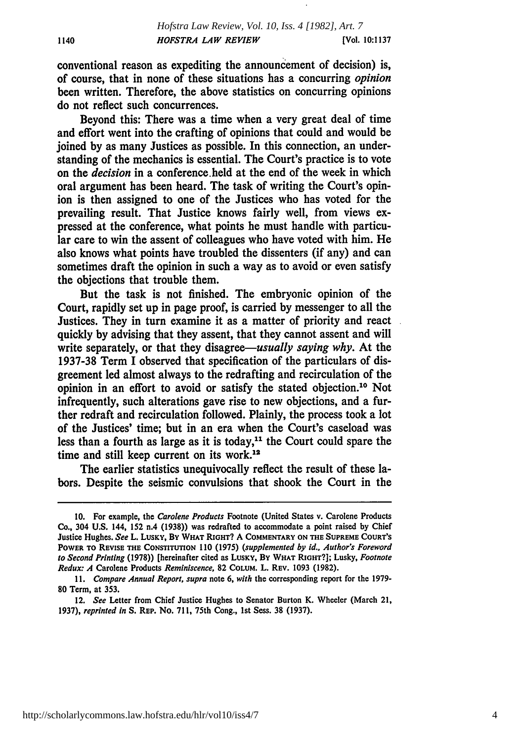conventional reason as expediting the announcement of decision) is, of course, that in none of these situations has a concurring *opinion* been written. Therefore, the above statistics on concurring opinions do not reflect such concurrences.

Beyond this: There was a time when a very great deal of time and effort went into the crafting of opinions that could and would be joined by as many Justices as possible. In this connection, an understanding of the mechanics is essential. The Court's practice is to vote on the *decision* in a conference held at the end of the week in which oral argument has been heard. The task of writing the Court's opinion is then assigned to one of the Justices who has voted for the prevailing result. That Justice knows fairly well, from views expressed at the conference, what points he must handle with particular care to win the assent of colleagues who have voted with him. He also knows what points have troubled the dissenters (if any) and can sometimes draft the opinion in such a way as to avoid or even satisfy the objections that trouble them.

But the task is not finished. The embryonic opinion of the Court, rapidly set up in page proof, is carried by messenger to all the Justices. They in turn examine it as a matter of priority and react quickly by advising that they assent, that they cannot assent and will write separately, or that they disagree—*usually saying why*. At the 1937-38 Term I observed that specification of the particulars of disgreement led almost always to the redrafting and recirculation of the opinion in an effort to avoid or satisfy the stated objection.[10] Not infrequently, such alterations gave rise to new objections, and a further redraft and recirculation followed. Plainly, the process took a lot of the Justices' time; but in an era when the Court's caseload was less than a fourth as large as it is today,[11] the Court could spare the time and still keep current on its work.[12]

The earlier statistics unequivocally reflect the result of these labors. Despite the seismic convulsions that shook the Court in the

---

10. For example, the *Carolene Products* Footnote (United States v. Carolene Products Co., 304 U.S. 144, 152 n.4 (1938)) was redrafted to accommodate a point raised by Chief Justice Hughes. *See* L. LUSKY, BY WHAT RIGHT? A COMMENTARY ON THE SUPREME COURT'S POWER TO REVISE THE CONSTITUTION 110 (1975) (*supplemented by id., Author's Foreword to Second Printing* (1978)) [hereinafter cited as LUSKY, BY WHAT RIGHT?]; Lusky, *Footnote Redux: A* Carolene Products *Reminiscence*, 82 COLUM. L. REV. 1093 (1982).

11. *Compare Annual Report, supra* note 6, *with* the corresponding report for the 1979-80 Term, at 353.

12. *See* Letter from Chief Justice Hughes to Senator Burton K. Wheeler (March 21, 1937), *reprinted in* S. REP. No. 711, 75th Cong., 1st Sess. 38 (1937).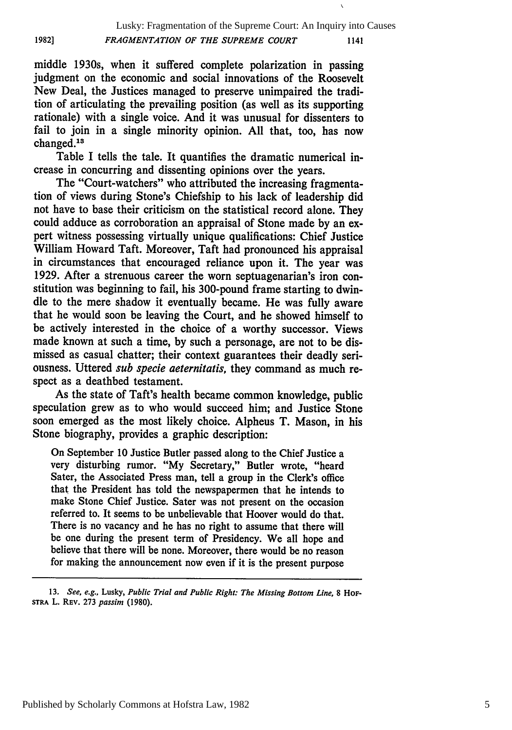middle 1930s, when it suffered complete polarization in passing judgment on the economic and social innovations of the Roosevelt New Deal, the Justices managed to preserve unimpaired the tradition of articulating the prevailing position (as well as its supporting rationale) with a single voice. And it was unusual for dissenters to fail to join in a single minority opinion. All that, too, has now changed.[13]

Table I tells the tale. It quantifies the dramatic numerical increase in concurring and dissenting opinions over the years.

The "Court-watchers" who attributed the increasing fragmentation of views during Stone's Chiefship to his lack of leadership did not have to base their criticism on the statistical record alone. They could adduce as corroboration an appraisal of Stone made by an expert witness possessing virtually unique qualifications: Chief Justice William Howard Taft. Moreover, Taft had pronounced his appraisal in circumstances that encouraged reliance upon it. The year was 1929. After a strenuous career the worn septuagenarian's iron constitution was beginning to fail, his 300-pound frame starting to dwindle to the mere shadow it eventually became. He was fully aware that he would soon be leaving the Court, and he showed himself to be actively interested in the choice of a worthy successor. Views made known at such a time, by such a personage, are not to be dismissed as casual chatter; their context guarantees their deadly seriousness. Uttered *sub specie aeternitatis*, they command as much respect as a deathbed testament.

As the state of Taft's health became common knowledge, public speculation grew as to who would succeed him; and Justice Stone soon emerged as the most likely choice. Alpheus T. Mason, in his Stone biography, provides a graphic description:

> On September 10 Justice Butler passed along to the Chief Justice a very disturbing rumor. "My Secretary," Butler wrote, "heard Sater, the Associated Press man, tell a group in the Clerk's office that the President has told the newspapermen that he intends to make Stone Chief Justice. Sater was not present on the occasion referred to. It seems to be unbelievable that Hoover would do that. There is no vacancy and he has no right to assume that there will be one during the present term of Presidency. We all hope and believe that there will be none. Moreover, there would be no reason for making the announcement now even if it is the present purpose

---

13. *See, e.g.*, Lusky, *Public Trial and Public Right: The Missing Bottom Line*, 8 HOFSTRA L. REV. 273 *passim* (1980).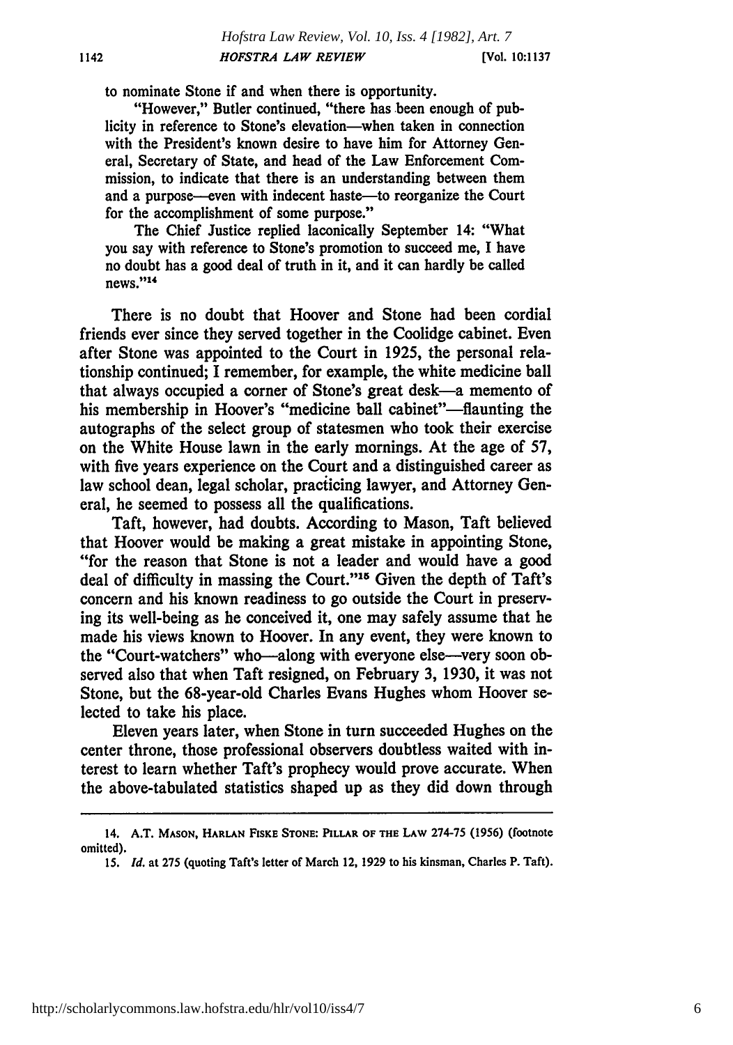to nominate Stone if and when there is opportunity.

"However," Butler continued, "there has been enough of publicity in reference to Stone's elevation—when taken in connection with the President's known desire to have him for Attorney General, Secretary of State, and head of the Law Enforcement Commission, to indicate that there is an understanding between them and a purpose—even with indecent haste—to reorganize the Court for the accomplishment of some purpose."

The Chief Justice replied laconically September 14: "What you say with reference to Stone's promotion to succeed me, I have no doubt has a good deal of truth in it, and it can hardly be called news."[14]

There is no doubt that Hoover and Stone had been cordial friends ever since they served together in the Coolidge cabinet. Even after Stone was appointed to the Court in 1925, the personal relationship continued; I remember, for example, the white medicine ball that always occupied a corner of Stone's great desk—a memento of his membership in Hoover's "medicine ball cabinet"—flaunting the autographs of the select group of statesmen who took their exercise on the White House lawn in the early mornings. At the age of 57, with five years experience on the Court and a distinguished career as law school dean, legal scholar, practicing lawyer, and Attorney General, he seemed to possess all the qualifications.

Taft, however, had doubts. According to Mason, Taft believed that Hoover would be making a great mistake in appointing Stone, "for the reason that Stone is not a leader and would have a good deal of difficulty in massing the Court."[15] Given the depth of Taft's concern and his known readiness to go outside the Court in preserving its well-being as he conceived it, one may safely assume that he made his views known to Hoover. In any event, they were known to the "Court-watchers" who—along with everyone else—very soon observed also that when Taft resigned, on February 3, 1930, it was not Stone, but the 68-year-old Charles Evans Hughes whom Hoover selected to take his place.

Eleven years later, when Stone in turn succeeded Hughes on the center throne, those professional observers doubtless waited with interest to learn whether Taft's prophecy would prove accurate. When the above-tabulated statistics shaped up as they did down through

---

14. A.T. MASON, HARLAN FISKE STONE: PILLAR OF THE LAW 274-75 (1956) (footnote omitted).

15. *Id.* at 275 (quoting Taft's letter of March 12, 1929 to his kinsman, Charles P. Taft).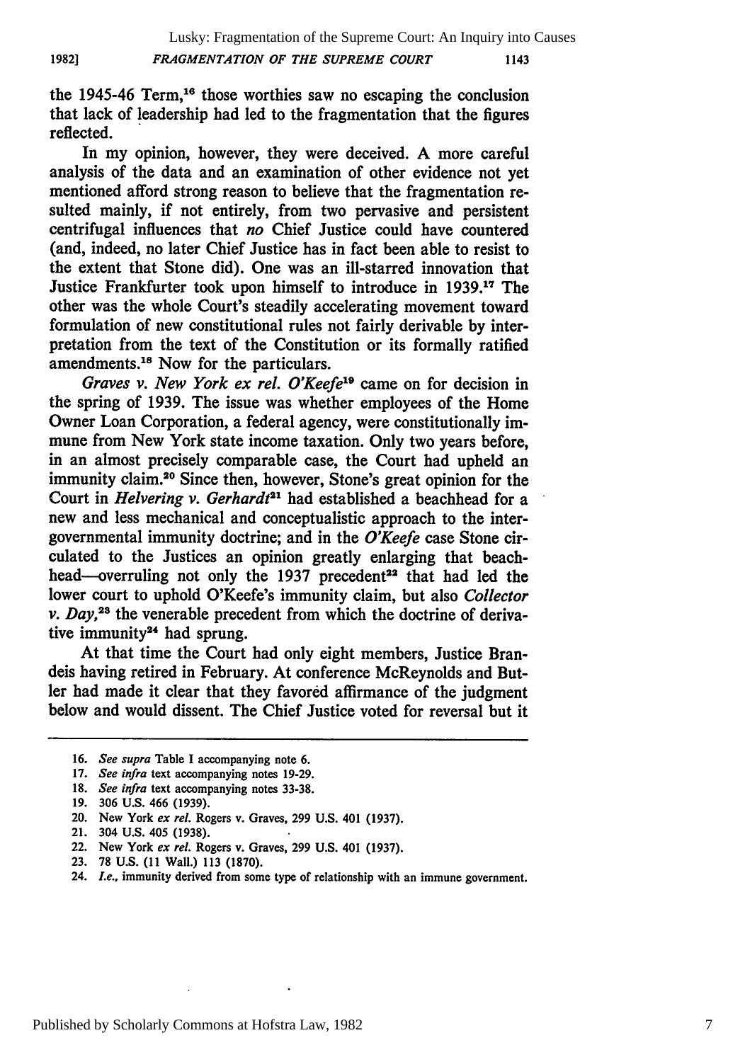the 1945-46 Term,[16] those worthies saw no escaping the conclusion that lack of leadership had led to the fragmentation that the figures reflected.

In my opinion, however, they were deceived. A more careful analysis of the data and an examination of other evidence not yet mentioned afford strong reason to believe that the fragmentation resulted mainly, if not entirely, from two pervasive and persistent centrifugal influences that *no* Chief Justice could have countered (and, indeed, no later Chief Justice has in fact been able to resist to the extent that Stone did). One was an ill-starred innovation that Justice Frankfurter took upon himself to introduce in 1939.[17] The other was the whole Court's steadily accelerating movement toward formulation of new constitutional rules not fairly derivable by interpretation from the text of the Constitution or its formally ratified amendments.[18] Now for the particulars.

*Graves v. New York ex rel. O'Keefe*[19] came on for decision in the spring of 1939. The issue was whether employees of the Home Owner Loan Corporation, a federal agency, were constitutionally immune from New York state income taxation. Only two years before, in an almost precisely comparable case, the Court had upheld an immunity claim.[20] Since then, however, Stone's great opinion for the Court in *Helvering v. Gerhardt*[21] had established a beachhead for a new and less mechanical and conceptualistic approach to the intergovernmental immunity doctrine; and in the *O'Keefe* case Stone circulated to the Justices an opinion greatly enlarging that beachhead—overruling not only the 1937 precedent[22] that had led the lower court to uphold O'Keefe's immunity claim, but also *Collector v. Day*,[23] the venerable precedent from which the doctrine of derivative immunity[24] had sprung.

At that time the Court had only eight members, Justice Brandeis having retired in February. At conference McReynolds and Butler had made it clear that they favored affirmance of the judgment below and would dissent. The Chief Justice voted for reversal but it

---

16. *See supra* Table I accompanying note 6.

17. *See infra* text accompanying notes 19-29.

18. *See infra* text accompanying notes 33-38.

19. 306 U.S. 466 (1939).

20. New York *ex rel.* Rogers v. Graves, 299 U.S. 401 (1937).

21. 304 U.S. 405 (1938).

22. New York *ex rel.* Rogers v. Graves, 299 U.S. 401 (1937).

23. 78 U.S. (11 Wall.) 113 (1870).

24. *I.e.*, immunity derived from some type of relationship with an immune government.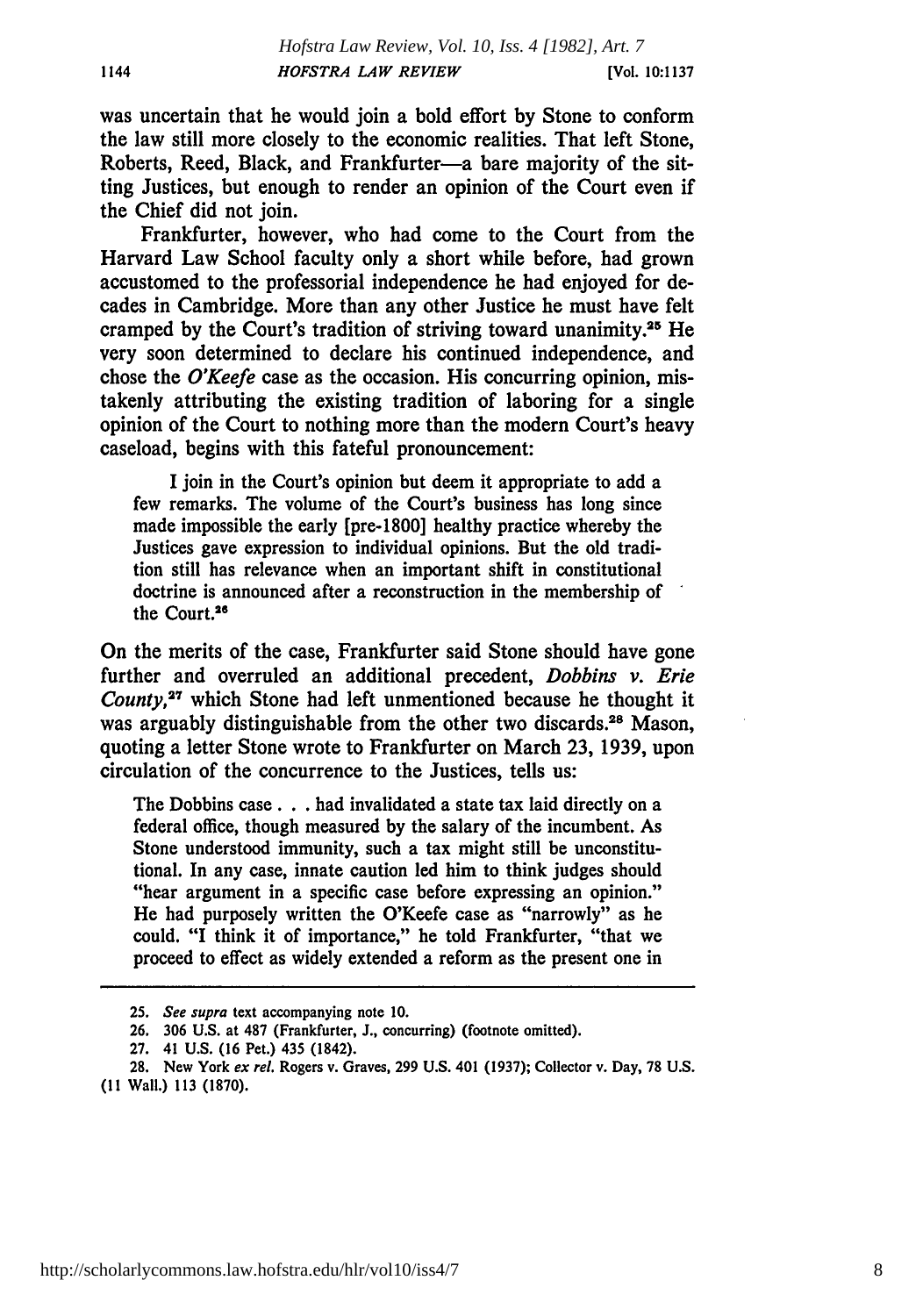was uncertain that he would join a bold effort by Stone to conform the law still more closely to the economic realities. That left Stone, Roberts, Reed, Black, and Frankfurter—a bare majority of the sitting Justices, but enough to render an opinion of the Court even if the Chief did not join.

Frankfurter, however, who had come to the Court from the Harvard Law School faculty only a short while before, had grown accustomed to the professorial independence he had enjoyed for decades in Cambridge. More than any other Justice he must have felt cramped by the Court's tradition of striving toward unanimity.[25] He very soon determined to declare his continued independence, and chose the *O'Keefe* case as the occasion. His concurring opinion, mistakenly attributing the existing tradition of laboring for a single opinion of the Court to nothing more than the modern Court's heavy caseload, begins with this fateful pronouncement:

> I join in the Court's opinion but deem it appropriate to add a few remarks. The volume of the Court's business has long since made impossible the early [pre-1800] healthy practice whereby the Justices gave expression to individual opinions. But the old tradition still has relevance when an important shift in constitutional doctrine is announced after a reconstruction in the membership of the Court.[26]

On the merits of the case, Frankfurter said Stone should have gone further and overruled an additional precedent, *Dobbins v. Erie County*,[27] which Stone had left unmentioned because he thought it was arguably distinguishable from the other two discards.[28] Mason, quoting a letter Stone wrote to Frankfurter on March 23, 1939, upon circulation of the concurrence to the Justices, tells us:

> The Dobbins case . . . had invalidated a state tax laid directly on a federal office, though measured by the salary of the incumbent. As Stone understood immunity, such a tax might still be unconstitutional. In any case, innate caution led him to think judges should "hear argument in a specific case before expressing an opinion." He had purposely written the O'Keefe case as "narrowly" as he could. "I think it of importance," he told Frankfurter, "that we proceed to effect as widely extended a reform as the present one in

---

25. *See supra* text accompanying note 10.

26. 306 U.S. at 487 (Frankfurter, J., concurring) (footnote omitted).

27. 41 U.S. (16 Pet.) 435 (1842).

28. New York *ex rel.* Rogers v. Graves, 299 U.S. 401 (1937); Collector v. Day, 78 U.S. (11 Wall.) 113 (1870).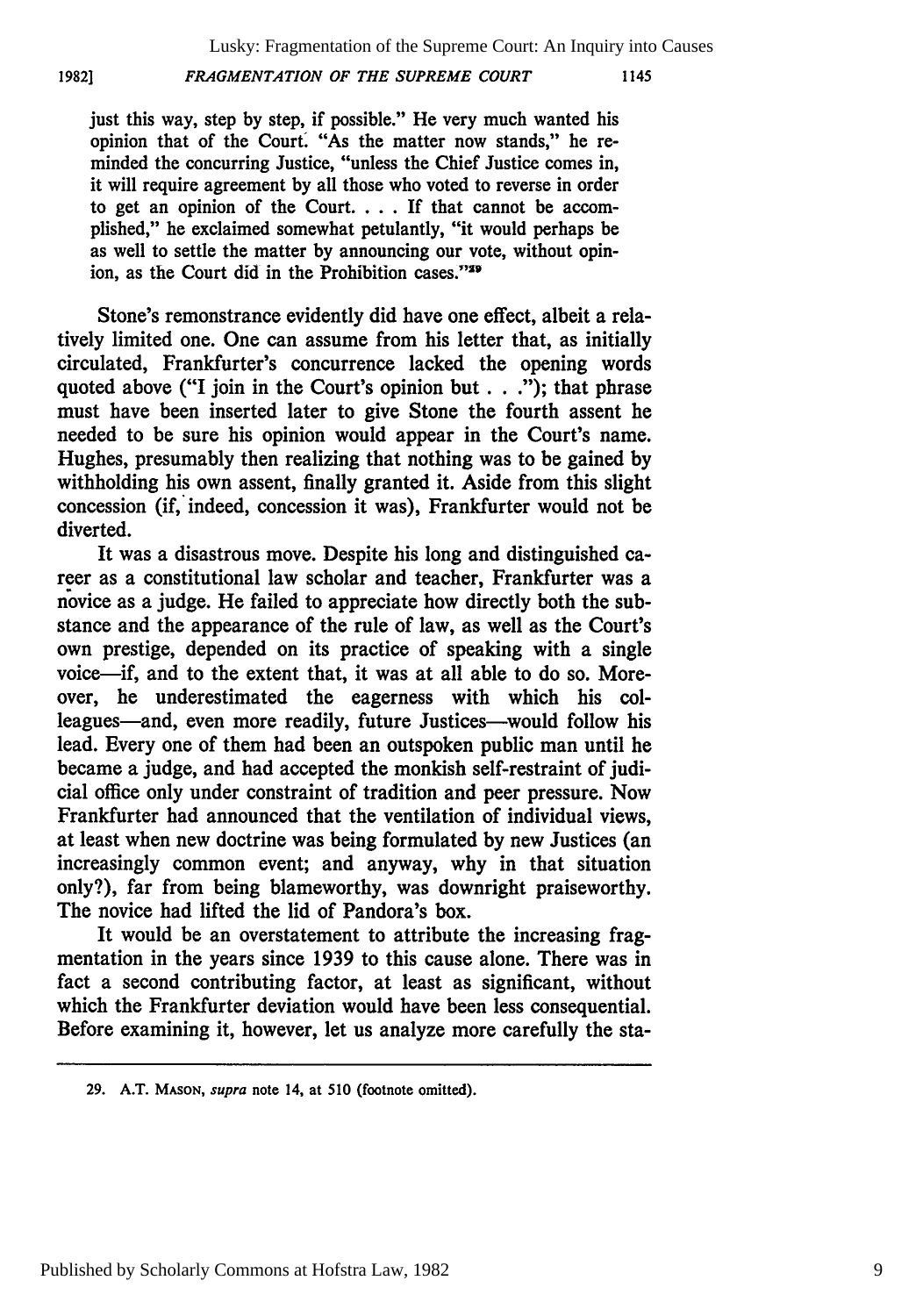just this way, step by step, if possible." He very much wanted his opinion that of the Court. "As the matter now stands," he reminded the concurring Justice, "unless the Chief Justice comes in, it will require agreement by all those who voted to reverse in order to get an opinion of the Court. . . . If that cannot be accomplished," he exclaimed somewhat petulantly, "it would perhaps be as well to settle the matter by announcing our vote, without opinion, as the Court did in the Prohibition cases."[29]

Stone's remonstrance evidently did have one effect, albeit a relatively limited one. One can assume from his letter that, as initially circulated, Frankfurter's concurrence lacked the opening words quoted above ("I join in the Court's opinion but . . ."); that phrase must have been inserted later to give Stone the fourth assent he needed to be sure his opinion would appear in the Court's name. Hughes, presumably then realizing that nothing was to be gained by withholding his own assent, finally granted it. Aside from this slight concession (if, indeed, concession it was), Frankfurter would not be diverted.

It was a disastrous move. Despite his long and distinguished career as a constitutional law scholar and teacher, Frankfurter was a novice as a judge. He failed to appreciate how directly both the substance and the appearance of the rule of law, as well as the Court's own prestige, depended on its practice of speaking with a single voice—if, and to the extent that, it was at all able to do so. Moreover, he underestimated the eagerness with which his colleagues—and, even more readily, future Justices—would follow his lead. Every one of them had been an outspoken public man until he became a judge, and had accepted the monkish self-restraint of judicial office only under constraint of tradition and peer pressure. Now Frankfurter had announced that the ventilation of individual views, at least when new doctrine was being formulated by new Justices (an increasingly common event; and anyway, why in that situation only?), far from being blameworthy, was downright praiseworthy. The novice had lifted the lid of Pandora's box.

It would be an overstatement to attribute the increasing fragmentation in the years since 1939 to this cause alone. There was in fact a second contributing factor, at least as significant, without which the Frankfurter deviation would have been less consequential. Before examining it, however, let us analyze more carefully the sta-

---

29. A.T. MASON, *supra* note 14, at 510 (footnote omitted).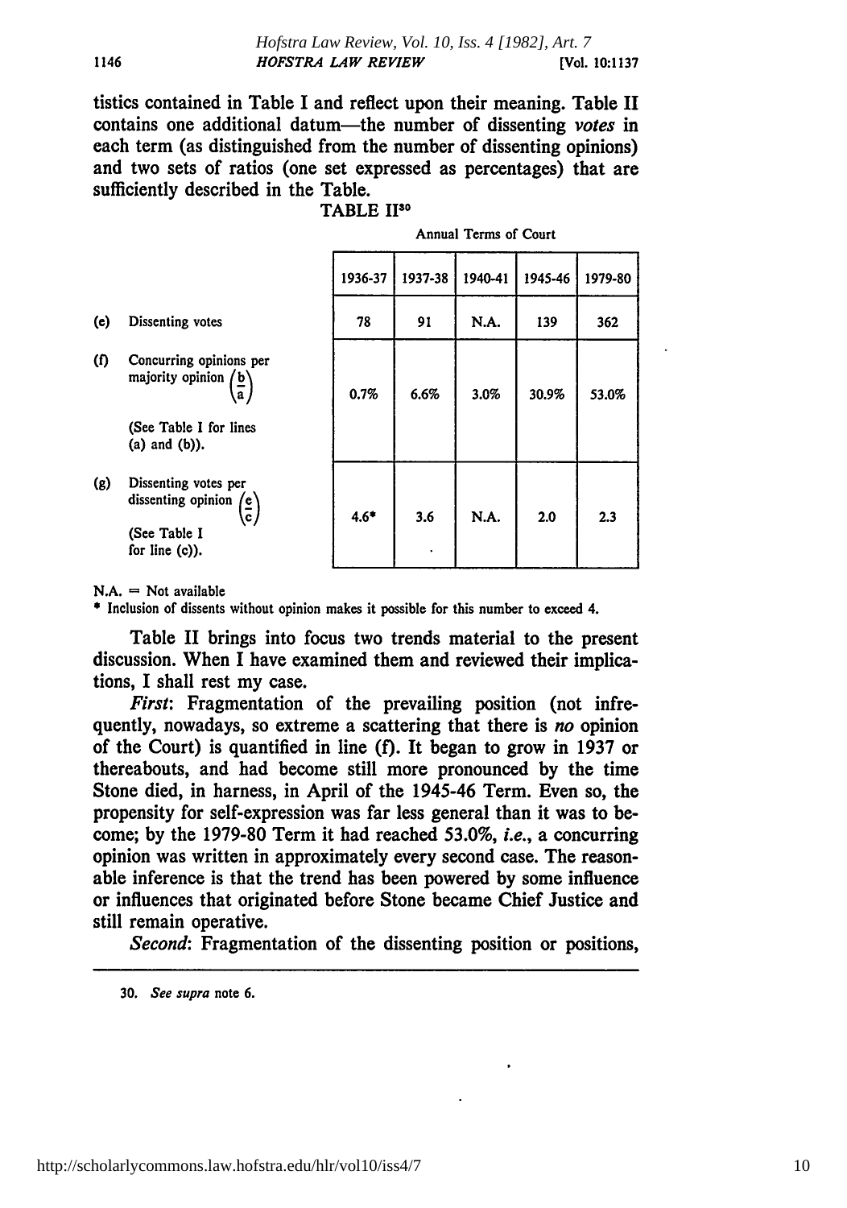tistics contained in Table I and reflect upon their meaning. Table II contains one additional datum—the number of dissenting *votes* in each term (as distinguished from the number of dissenting opinions) and two sets of ratios (one set expressed as percentages) that are sufficiently described in the Table.

TABLE II[30]

| | Annual Terms of Court | | | | |
|---|---|---|---|---|---|
| | 1936-37 | 1937-38 | 1940-41 | 1945-46 | 1979-80 |
| (e) Dissenting votes | 78 | 91 | N.A. | 139 | 362 |
| (f) Concurring opinions per majority opinion $\left(\frac{b}{a}\right)$ (See Table I for lines (a) and (b)). | 0.7% | 6.6% | 3.0% | 30.9% | 53.0% |
| (g) Dissenting votes per dissenting opinion $\left(\frac{e}{c}\right)$ (See Table I for line (c)). | 4.6* | 3.6 | N.A. | 2.0 | 2.3 |

N.A. = Not available

\* Inclusion of dissents without opinion makes it possible for this number to exceed 4.

Table II brings into focus two trends material to the present discussion. When I have examined them and reviewed their implications, I shall rest my case.

*First*: Fragmentation of the prevailing position (not infrequently, nowadays, so extreme a scattering that there is *no* opinion of the Court) is quantified in line (f). It began to grow in 1937 or thereabouts, and had become still more pronounced by the time Stone died, in harness, in April of the 1945-46 Term. Even so, the propensity for self-expression was far less general than it was to become; by the 1979-80 Term it had reached 53.0%, *i.e.*, a concurring opinion was written in approximately every second case. The reasonable inference is that the trend has been powered by some influence or influences that originated before Stone became Chief Justice and still remain operative.

*Second*: Fragmentation of the dissenting position or positions,

30. *See supra* note 6.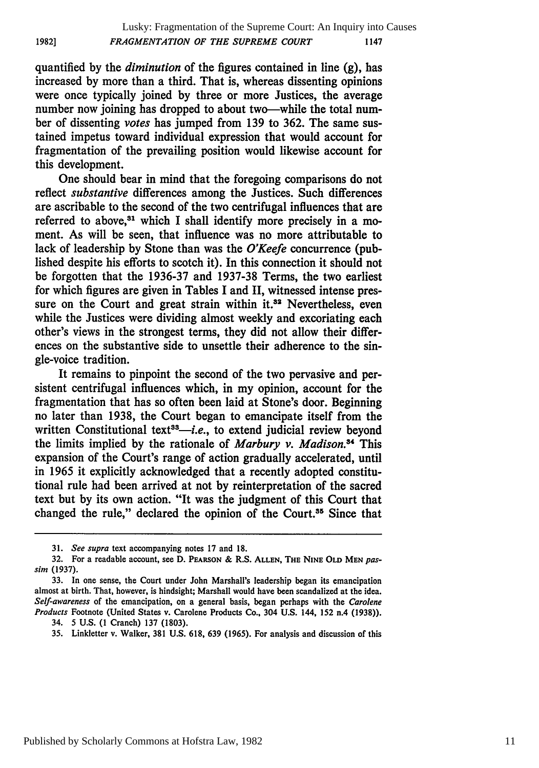quantified by the *diminution* of the figures contained in line (g), has increased by more than a third. That is, whereas dissenting opinions were once typically joined by three or more Justices, the average number now joining has dropped to about two—while the total number of dissenting *votes* has jumped from 139 to 362. The same sustained impetus toward individual expression that would account for fragmentation of the prevailing position would likewise account for this development.

One should bear in mind that the foregoing comparisons do not reflect *substantive* differences among the Justices. Such differences are ascribable to the second of the two centrifugal influences that are referred to above,[31] which I shall identify more precisely in a moment. As will be seen, that influence was no more attributable to lack of leadership by Stone than was the *O'Keefe* concurrence (published despite his efforts to scotch it). In this connection it should not be forgotten that the 1936-37 and 1937-38 Terms, the two earliest for which figures are given in Tables I and II, witnessed intense pressure on the Court and great strain within it.[32] Nevertheless, even while the Justices were dividing almost weekly and excoriating each other's views in the strongest terms, they did not allow their differences on the substantive side to unsettle their adherence to the single-voice tradition.

It remains to pinpoint the second of the two pervasive and persistent centrifugal influences which, in my opinion, account for the fragmentation that has so often been laid at Stone's door. Beginning no later than 1938, the Court began to emancipate itself from the written Constitutional text[33]—*i.e.*, to extend judicial review beyond the limits implied by the rationale of *Marbury v. Madison*.[34] This expansion of the Court's range of action gradually accelerated, until in 1965 it explicitly acknowledged that a recently adopted constitutional rule had been arrived at not by reinterpretation of the sacred text but by its own action. "It was the judgment of this Court that changed the rule," declared the opinion of the Court.[35] Since that

---

31. *See supra* text accompanying notes 17 and 18.

32. For a readable account, see D. PEARSON & R.S. ALLEN, THE NINE OLD MEN *passim* (1937).

33. In one sense, the Court under John Marshall's leadership began its emancipation almost at birth. That, however, is hindsight; Marshall would have been scandalized at the idea. *Self-awareness* of the emancipation, on a general basis, began perhaps with the *Carolene Products* Footnote (United States v. Carolene Products Co., 304 U.S. 144, 152 n.4 (1938)).

34. 5 U.S. (1 Cranch) 137 (1803).

35. Linkletter v. Walker, 381 U.S. 618, 639 (1965). For analysis and discussion of this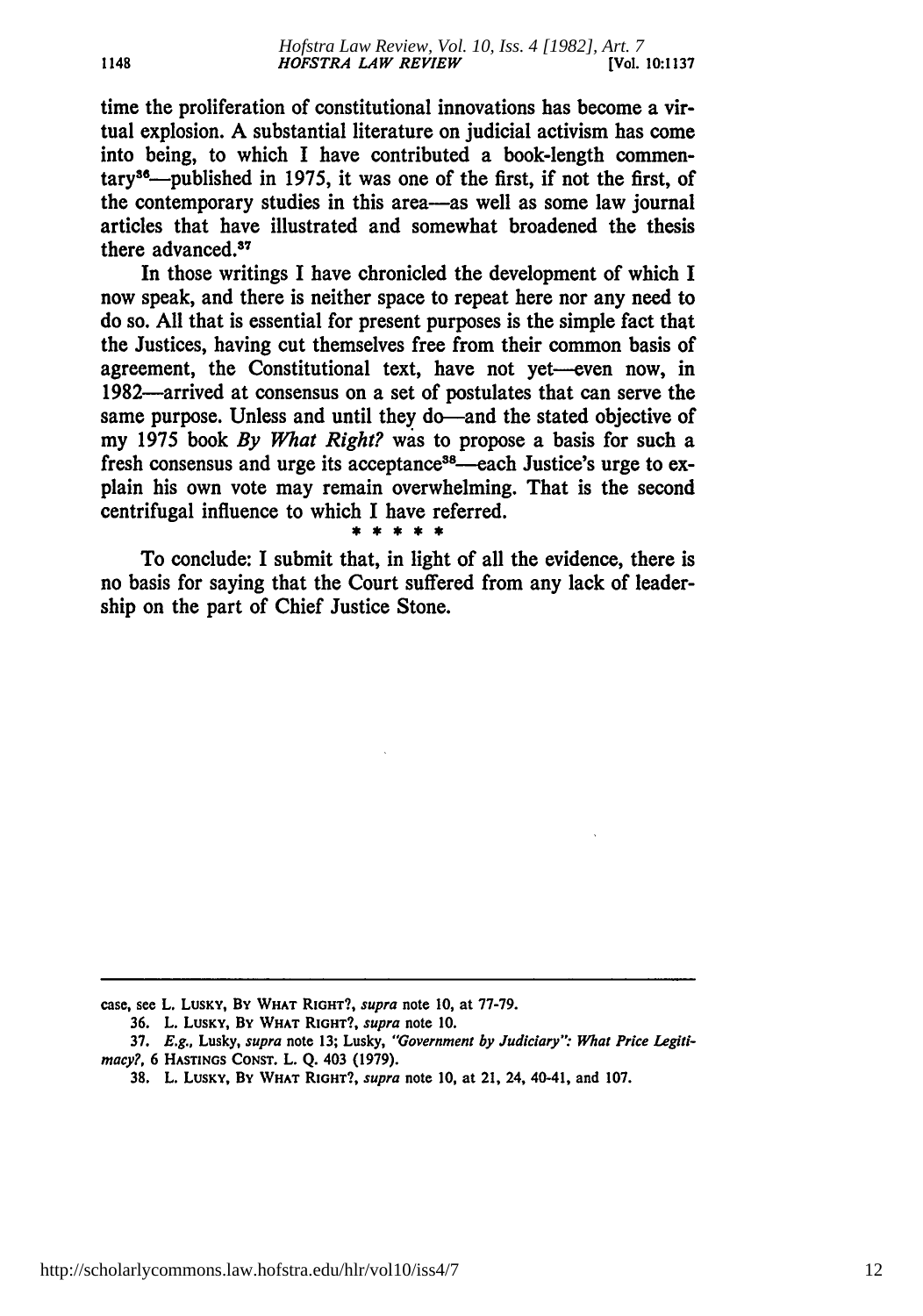time the proliferation of constitutional innovations has become a virtual explosion. A substantial literature on judicial activism has come into being, to which I have contributed a book-length commentary[36]—published in 1975, it was one of the first, if not the first, of the contemporary studies in this area—as well as some law journal articles that have illustrated and somewhat broadened the thesis there advanced.[37]

In those writings I have chronicled the development of which I now speak, and there is neither space to repeat here nor any need to do so. All that is essential for present purposes is the simple fact that the Justices, having cut themselves free from their common basis of agreement, the Constitutional text, have not yet—even now, in 1982—arrived at consensus on a set of postulates that can serve the same purpose. Unless and until they do—and the stated objective of my 1975 book *By What Right?* was to propose a basis for such a fresh consensus and urge its acceptance[38]—each Justice's urge to explain his own vote may remain overwhelming. That is the second centrifugal influence to which I have referred.

\* \* \* \* \*

To conclude: I submit that, in light of all the evidence, there is no basis for saying that the Court suffered from any lack of leadership on the part of Chief Justice Stone.

---

case, see L. LUSKY, BY WHAT RIGHT?, *supra* note 10, at 77-79.

36. L. LUSKY, BY WHAT RIGHT?, *supra* note 10.

37. *E.g.*, Lusky, *supra* note 13; Lusky, *"Government by Judiciary": What Price Legitimacy?*, 6 HASTINGS CONST. L. Q. 403 (1979).

38. L. LUSKY, BY WHAT RIGHT?, *supra* note 10, at 21, 24, 40-41, and 107.